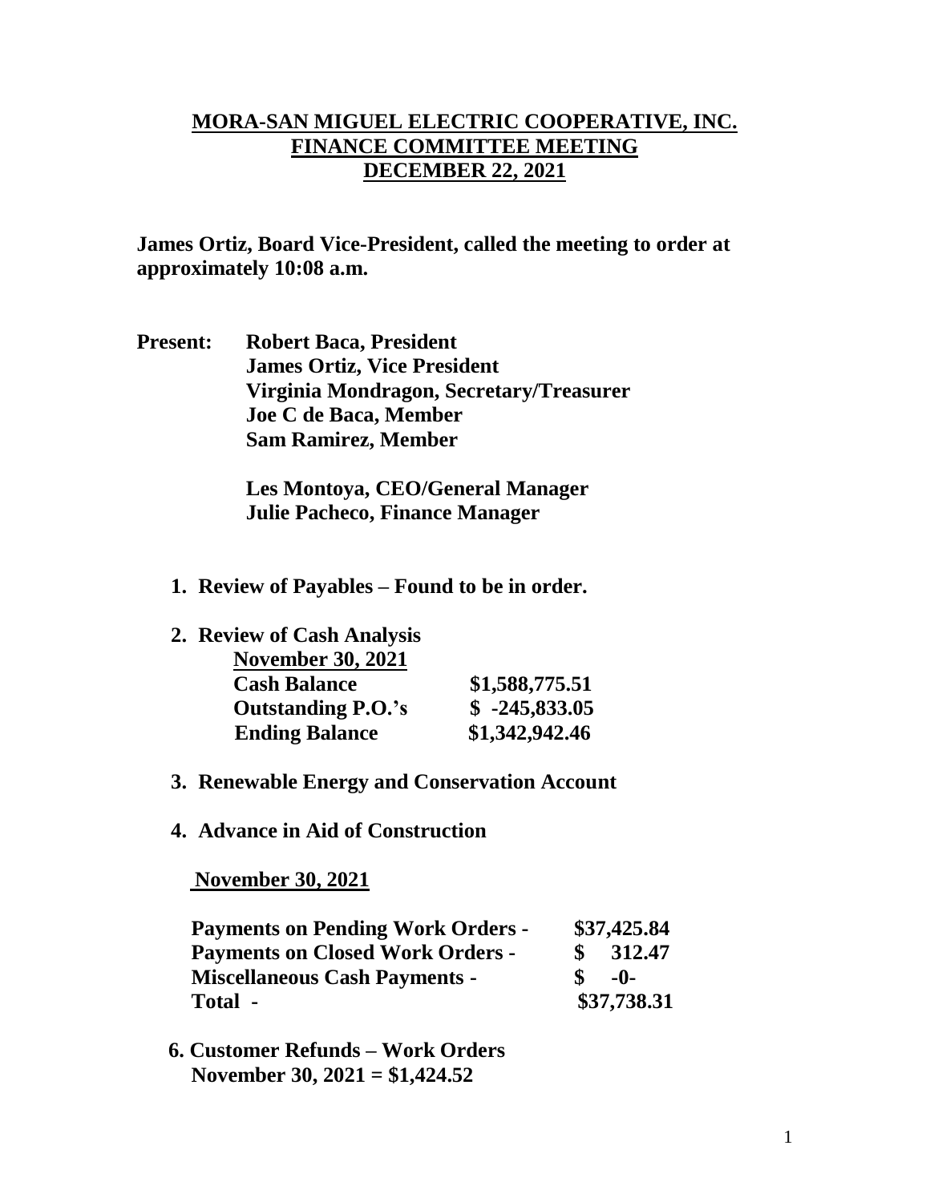# MORA-SAN MIGUEL ELECTRIC COOPERATIVE, INC.
## FINANCE COMMITTEE MEETING
## DECEMBER 22, 2021

**James Ortiz, Board Vice-President, called the meeting to order at approximately 10:08 a.m.**

**Present:** **Robert Baca, President**
**James Ortiz, Vice President**
**Virginia Mondragon, Secretary/Treasurer**
**Joe C de Baca, Member**
**Sam Ramirez, Member**

**Les Montoya, CEO/General Manager**
**Julie Pacheco, Finance Manager**

1. **Review of Payables – Found to be in order.**

2. **Review of Cash Analysis**

   **November 30, 2021**

| | |
|---|---|
| **Cash Balance** | **\$1,588,775.51** |
| **Outstanding P.O.'s** | **\$ -245,833.05** |
| **Ending Balance** | **\$1,342,942.46** |

3. **Renewable Energy and Conservation Account**

4. **Advance in Aid of Construction**

   **November 30, 2021**

| | |
|---|---|
| **Payments on Pending Work Orders -** | **\$37,425.84** |
| **Payments on Closed Work Orders -** | **\$ 312.47** |
| **Miscellaneous Cash Payments -** | **\$ -0-** |
| **Total -** | **\$37,738.31** |

6. **Customer Refunds – Work Orders**
   **November 30, 2021 = \$1,424.52**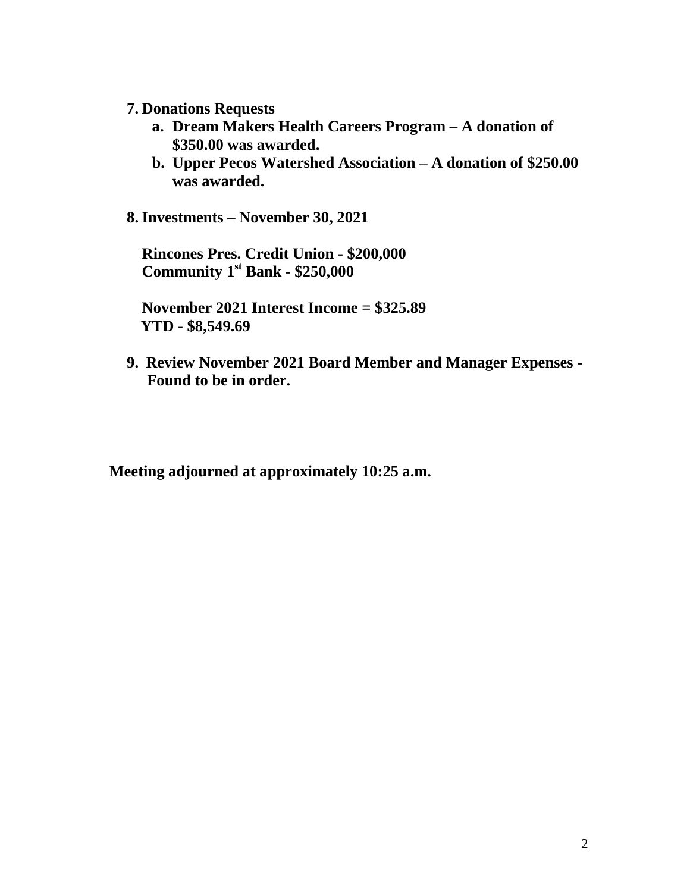**7. Donations Requests**

   **a. Dream Makers Health Careers Program – A donation of $350.00 was awarded.**

   **b. Upper Pecos Watershed Association – A donation of $250.00 was awarded.**

**8. Investments – November 30, 2021**

**Rincones Pres. Credit Union - $200,000**
**Community 1st Bank - $250,000**

**November 2021 Interest Income = $325.89**
**YTD - $8,549.69**

**9. Review November 2021 Board Member and Manager Expenses - Found to be in order.**

**Meeting adjourned at approximately 10:25 a.m.**